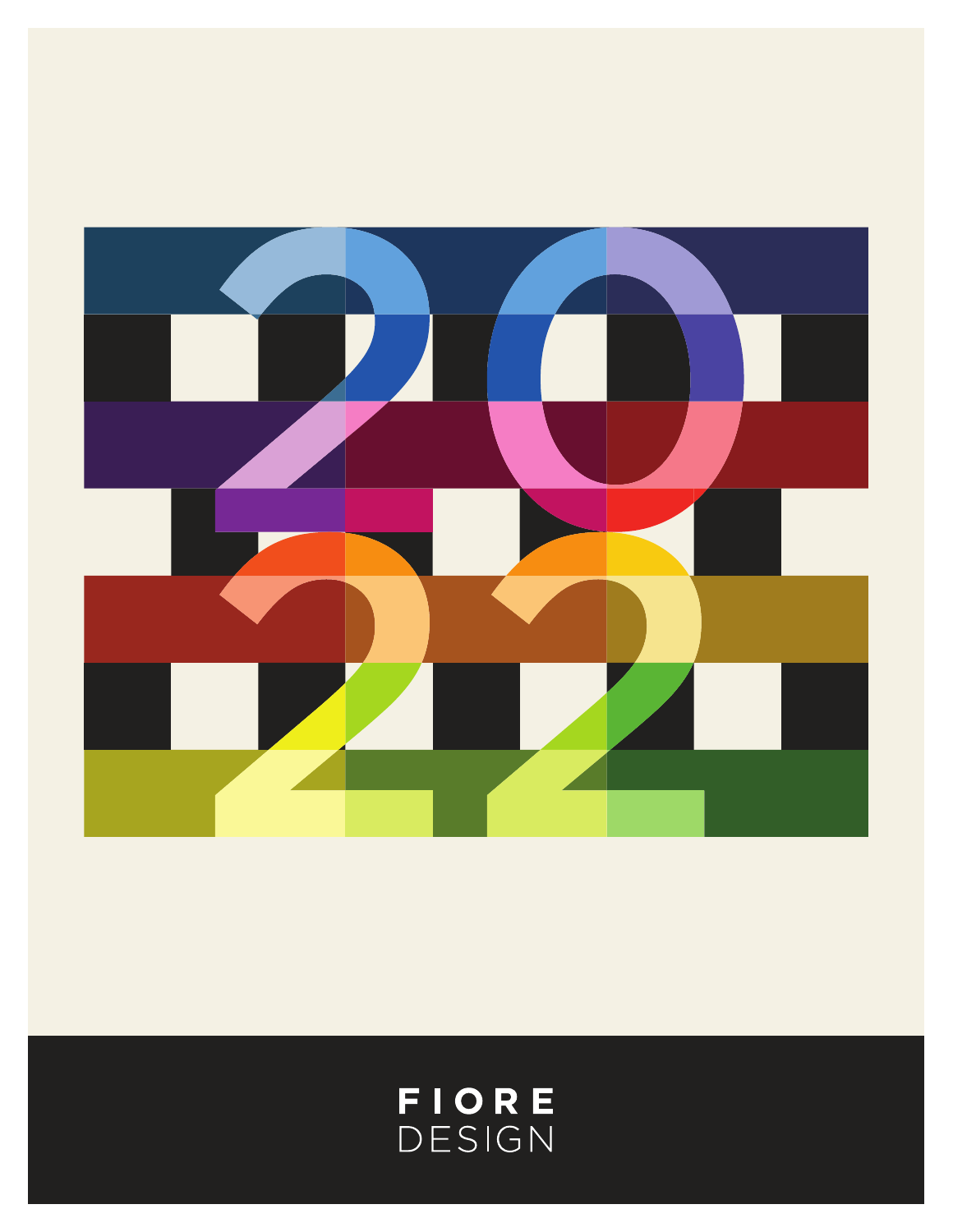# 2022

**FIORE**
DESIGN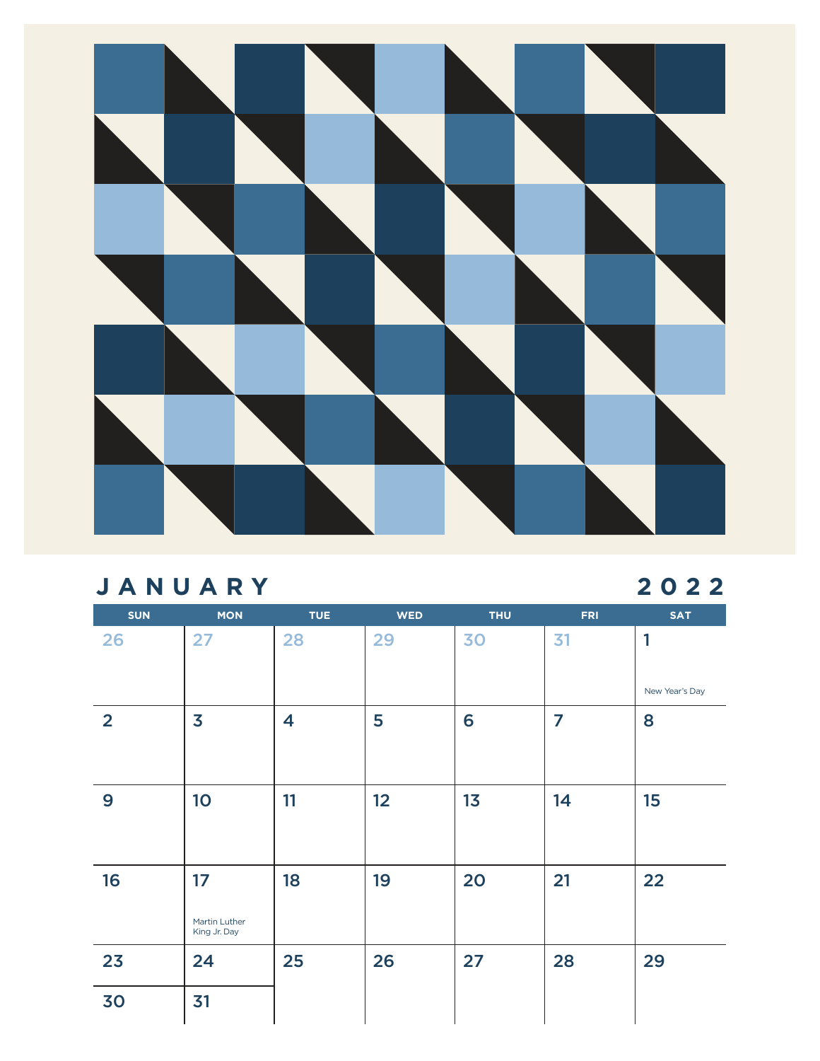## JANUARY 2022

| SUN | MON | TUE | WED | THU | FRI | SAT |
|---|---|---|---|---|---|---|
| 26 | 27 | 28 | 29 | 30 | 31 | 1 New Year's Day |
| 2 | 3 | 4 | 5 | 6 | 7 | 8 |
| 9 | 10 | 11 | 12 | 13 | 14 | 15 |
| 16 | 17 Martin Luther King Jr. Day | 18 | 19 | 20 | 21 | 22 |
| 23 / 30 | 24 / 31 | 25 | 26 | 27 | 28 | 29 |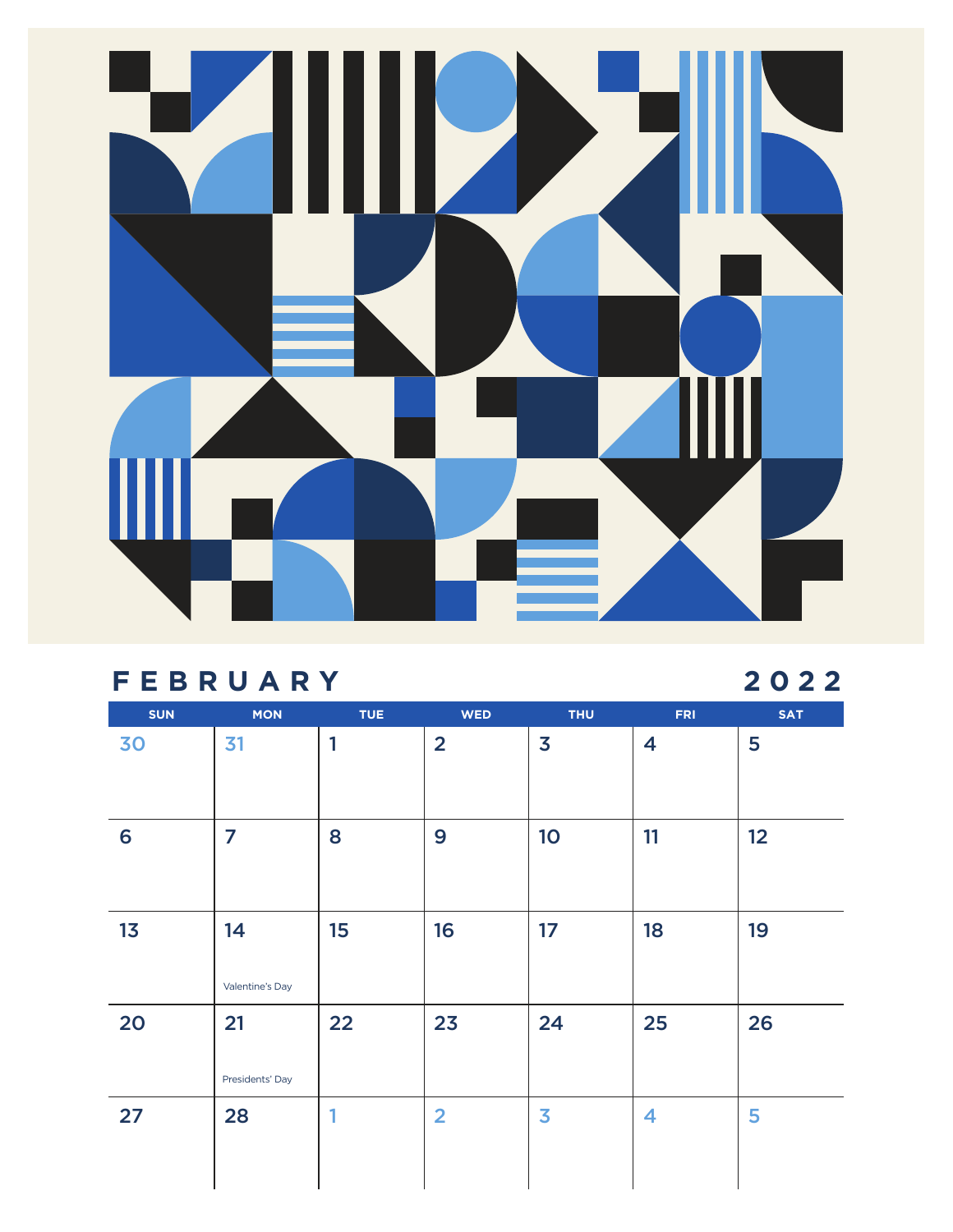# FEBRUARY 2022

| SUN | MON | TUE | WED | THU | FRI | SAT |
|---|---|---|---|---|---|---|
| 30 | 31 | 1 | 2 | 3 | 4 | 5 |
| 6 | 7 | 8 | 9 | 10 | 11 | 12 |
| 13 | 14 Valentine's Day | 15 | 16 | 17 | 18 | 19 |
| 20 | 21 Presidents' Day | 22 | 23 | 24 | 25 | 26 |
| 27 | 28 | 1 | 2 | 3 | 4 | 5 |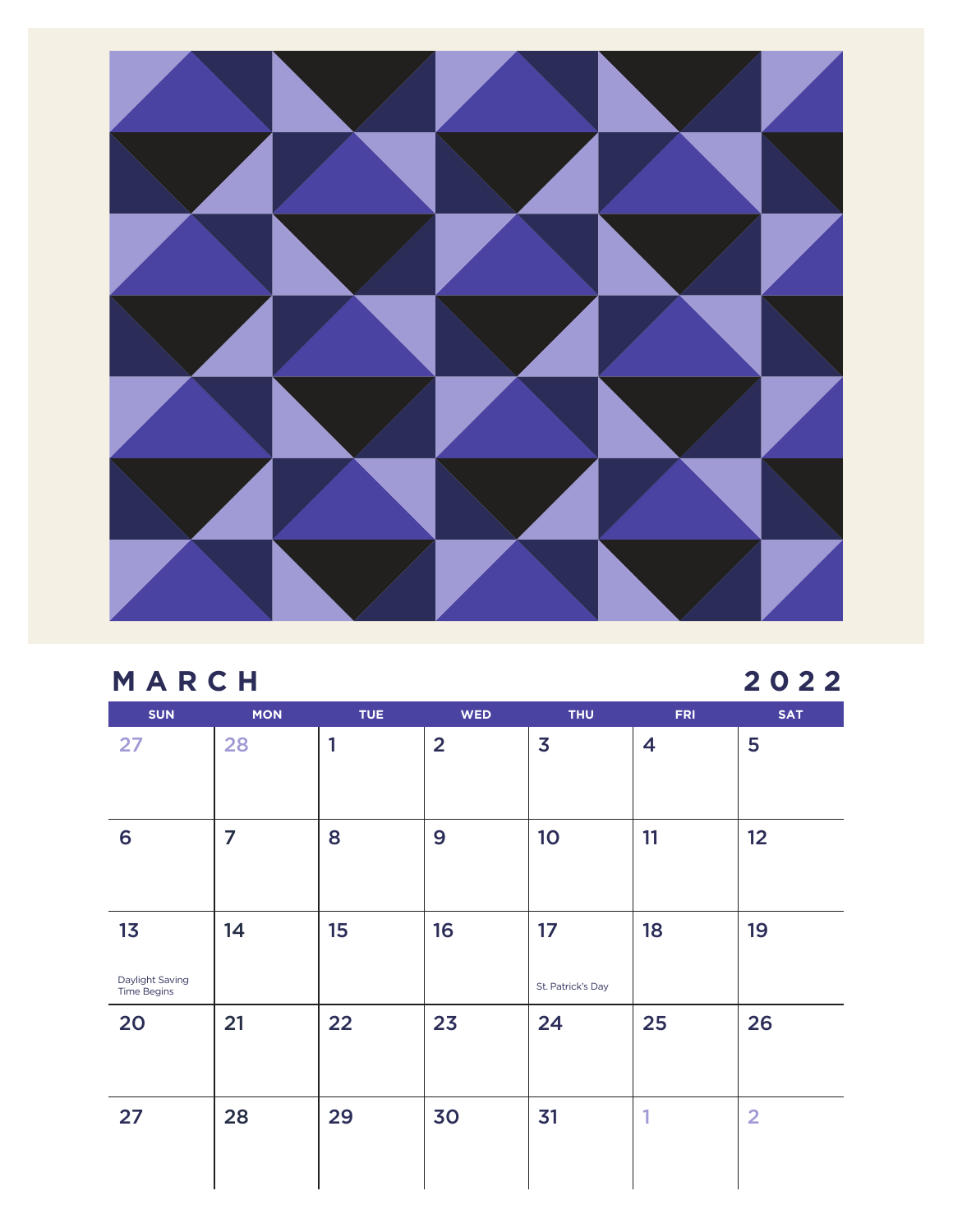# MARCH 2022

| SUN | MON | TUE | WED | THU | FRI | SAT |
|---|---|---|---|---|---|---|
| 27 | 28 | 1 | 2 | 3 | 4 | 5 |
| 6 | 7 | 8 | 9 | 10 | 11 | 12 |
| 13 Daylight Saving Time Begins | 14 | 15 | 16 | 17 St. Patrick's Day | 18 | 19 |
| 20 | 21 | 22 | 23 | 24 | 25 | 26 |
| 27 | 28 | 29 | 30 | 31 | 1 | 2 |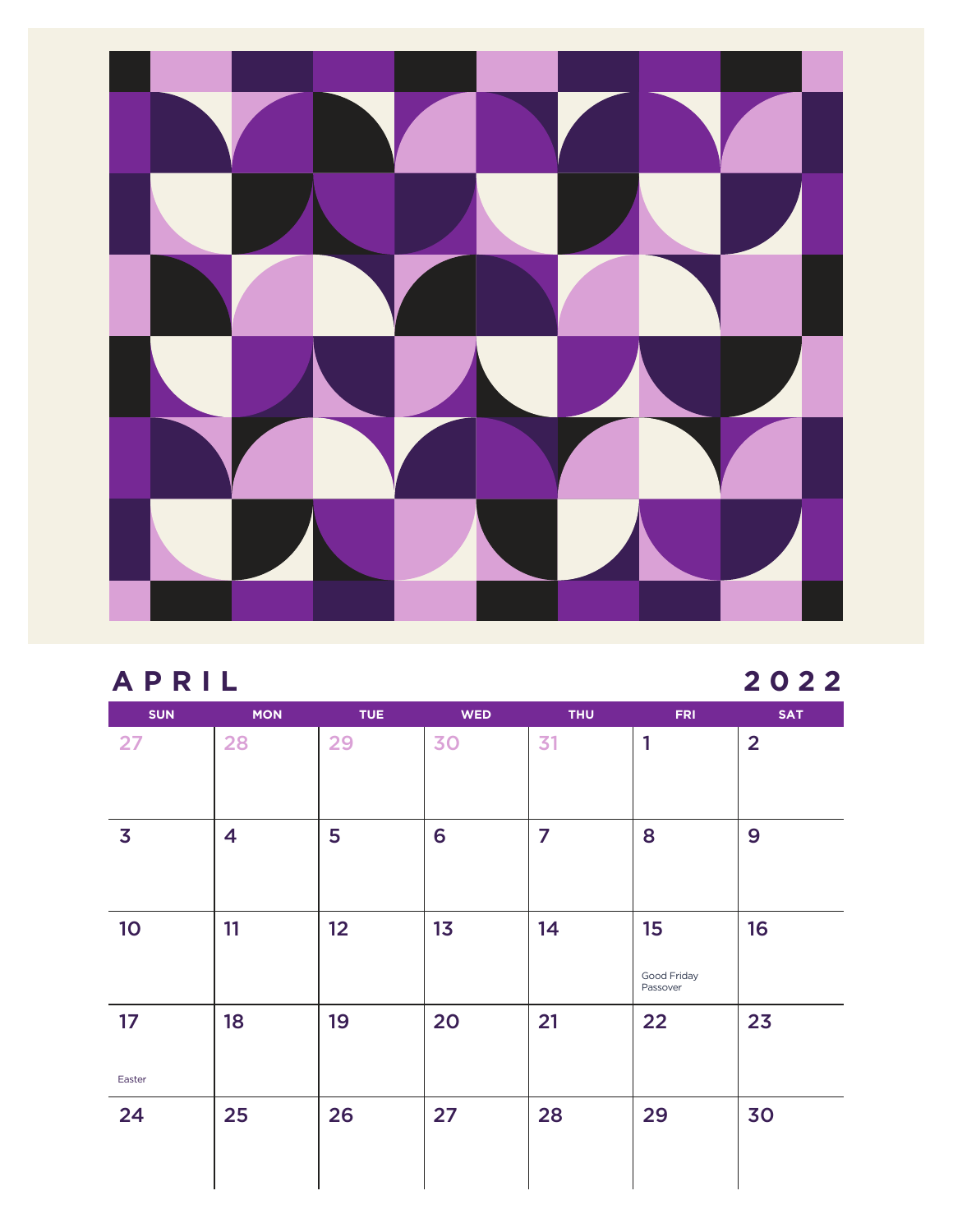# APRIL 2022

| SUN | MON | TUE | WED | THU | FRI | SAT |
|---|---|---|---|---|---|---|
| 27 | 28 | 29 | 30 | 31 | 1 | 2 |
| 3 | 4 | 5 | 6 | 7 | 8 | 9 |
| 10 | 11 | 12 | 13 | 14 | 15 Good Friday Passover | 16 |
| 17 Easter | 18 | 19 | 20 | 21 | 22 | 23 |
| 24 | 25 | 26 | 27 | 28 | 29 | 30 |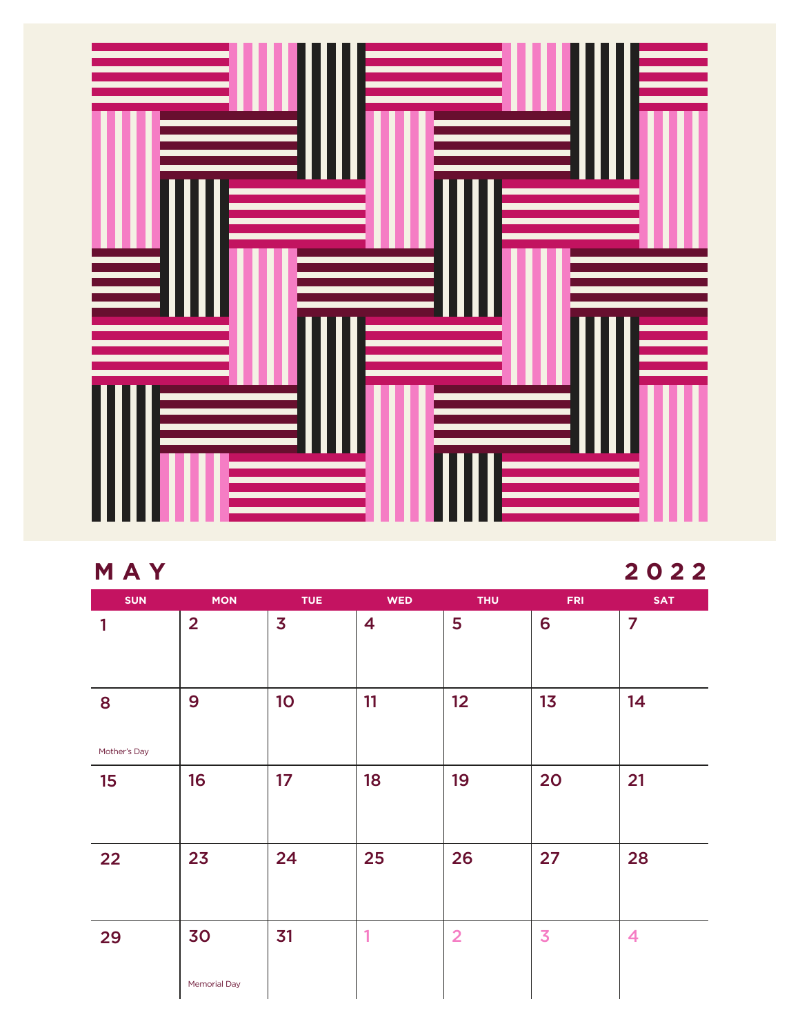# MAY 2022

| SUN | MON | TUE | WED | THU | FRI | SAT |
|---|---|---|---|---|---|---|
| 1 | 2 | 3 | 4 | 5 | 6 | 7 |
| 8 Mother's Day | 9 | 10 | 11 | 12 | 13 | 14 |
| 15 | 16 | 17 | 18 | 19 | 20 | 21 |
| 22 | 23 | 24 | 25 | 26 | 27 | 28 |
| 29 | 30 Memorial Day | 31 | 1 | 2 | 3 | 4 |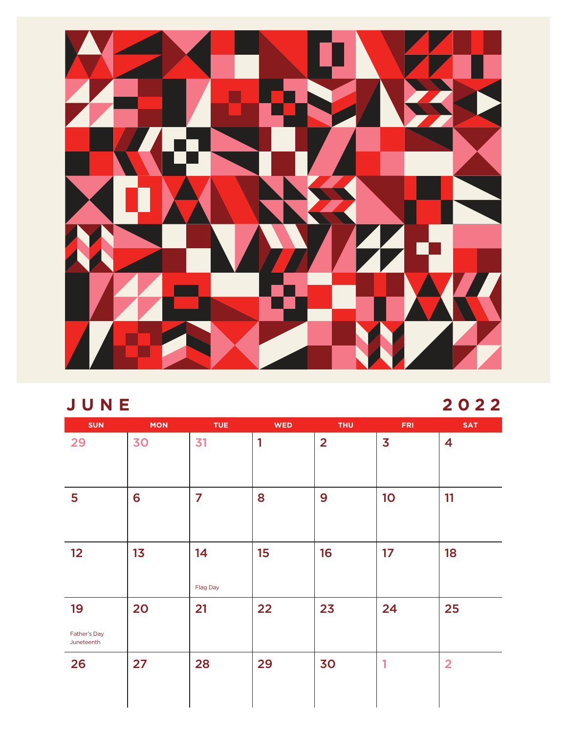# JUNE 2022

| SUN | MON | TUE | WED | THU | FRI | SAT |
|---|---|---|---|---|---|---|
| 29 | 30 | 31 | 1 | 2 | 3 | 4 |
| 5 | 6 | 7 | 8 | 9 | 10 | 11 |
| 12 | 13 | 14 Flag Day | 15 | 16 | 17 | 18 |
| 19 Father's Day Juneteenth | 20 | 21 | 22 | 23 | 24 | 25 |
| 26 | 27 | 28 | 29 | 30 | 1 | 2 |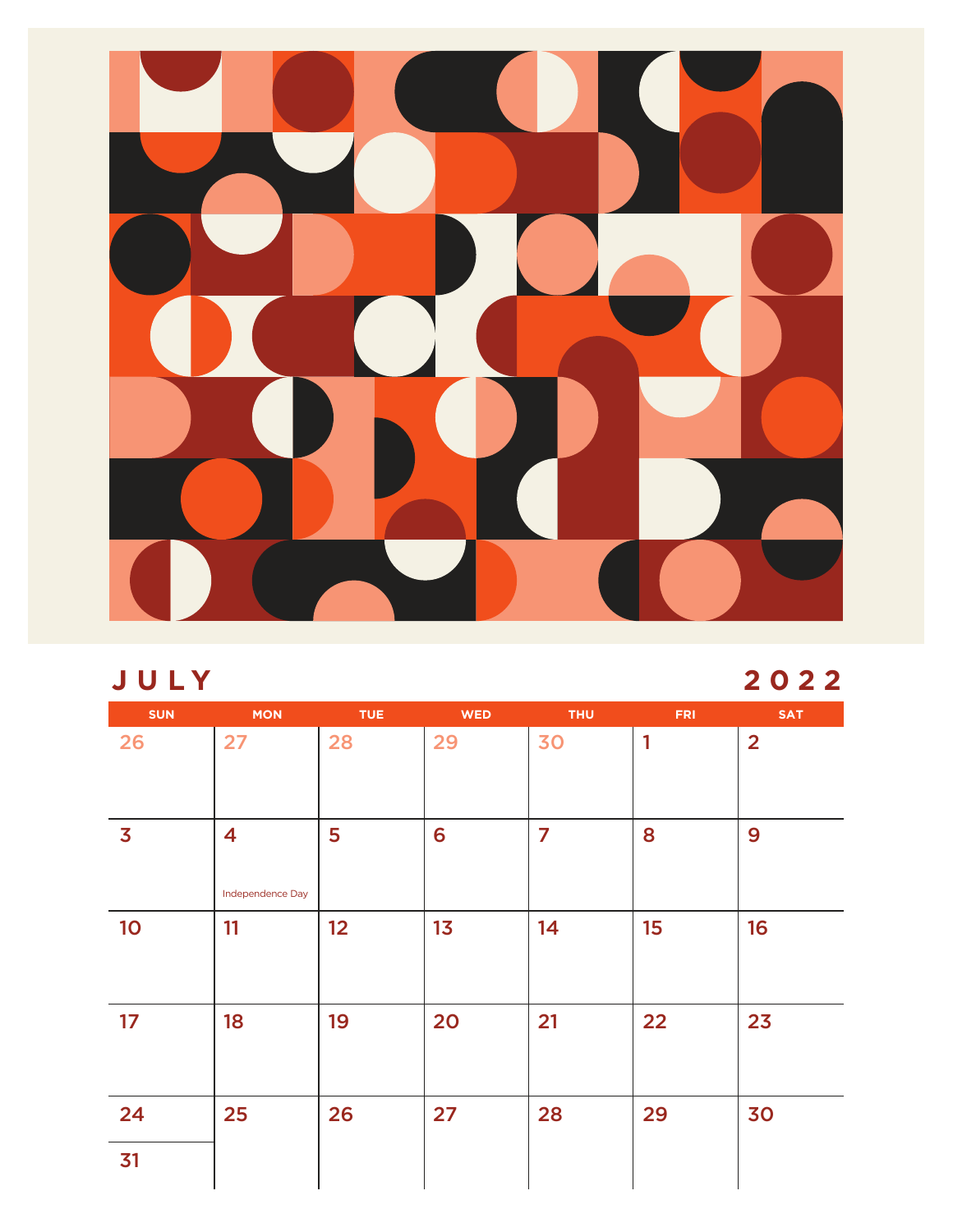# JULY 2022

| SUN | MON | TUE | WED | THU | FRI | SAT |
|---|---|---|---|---|---|---|
| 26 | 27 | 28 | 29 | 30 | 1 | 2 |
| 3 | 4 Independence Day | 5 | 6 | 7 | 8 | 9 |
| 10 | 11 | 12 | 13 | 14 | 15 | 16 |
| 17 | 18 | 19 | 20 | 21 | 22 | 23 |
| 24 / 31 | 25 | 26 | 27 | 28 | 29 | 30 |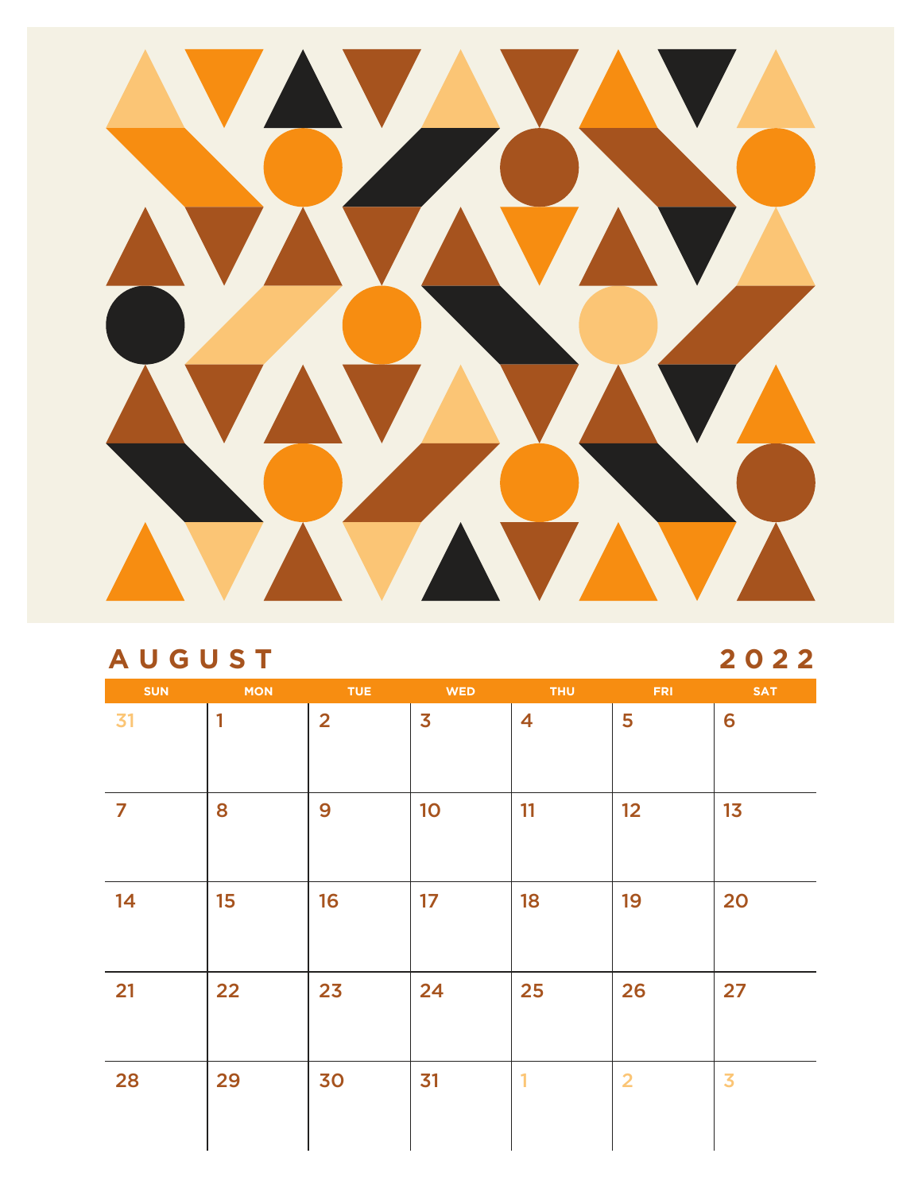# AUGUST 2022

| SUN | MON | TUE | WED | THU | FRI | SAT |
|---|---|---|---|---|---|---|
| 31 | 1 | 2 | 3 | 4 | 5 | 6 |
| 7 | 8 | 9 | 10 | 11 | 12 | 13 |
| 14 | 15 | 16 | 17 | 18 | 19 | 20 |
| 21 | 22 | 23 | 24 | 25 | 26 | 27 |
| 28 | 29 | 30 | 31 | 1 | 2 | 3 |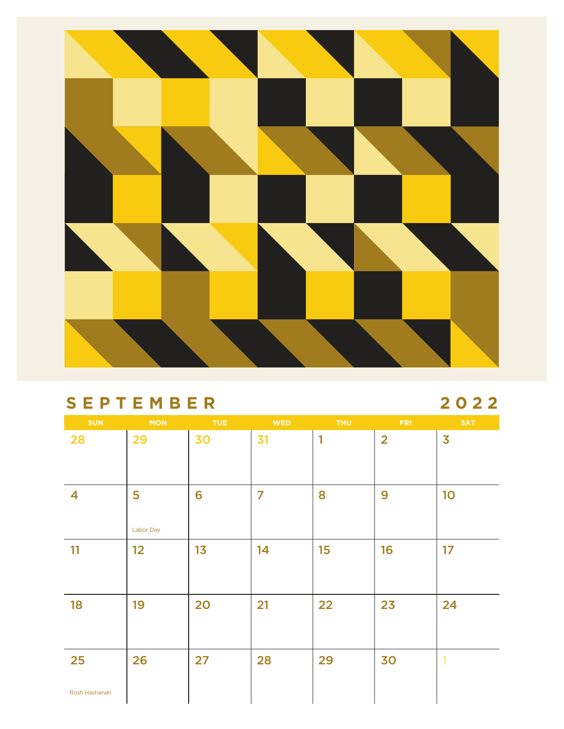# SEPTEMBER 2022

| SUN | MON | TUE | WED | THU | FRI | SAT |
| --- | --- | --- | --- | --- | --- | --- |
| 28 | 29 | 30 | 31 | 1 | 2 | 3 |
| 4 | 5 Labor Day | 6 | 7 | 8 | 9 | 10 |
| 11 | 12 | 13 | 14 | 15 | 16 | 17 |
| 18 | 19 | 20 | 21 | 22 | 23 | 24 |
| 25 Rosh Hashanah | 26 | 27 | 28 | 29 | 30 | 1 |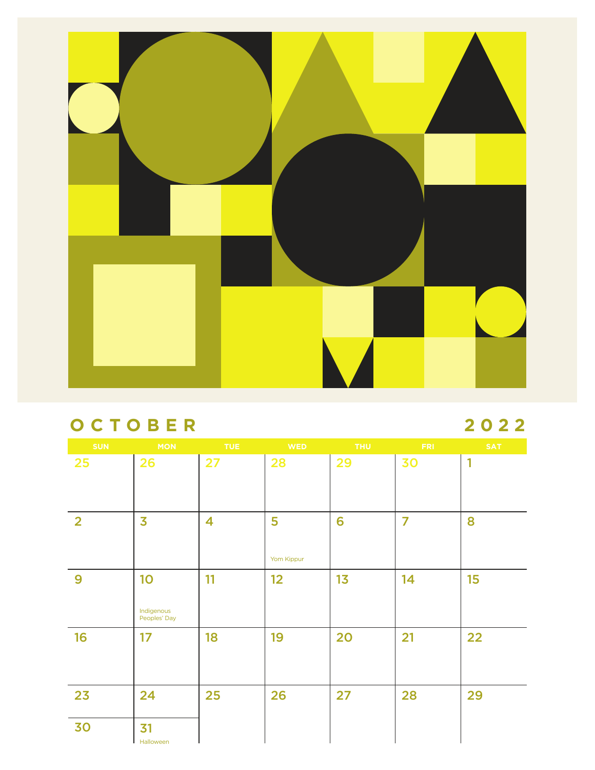# OCTOBER 2022

| SUN | MON | TUE | WED | THU | FRI | SAT |
|---|---|---|---|---|---|---|
| 25 | 26 | 27 | 28 | 29 | 30 | 1 |
| 2 | 3 | 4 | 5 Yom Kippur | 6 | 7 | 8 |
| 9 | 10 Indigenous Peoples' Day | 11 | 12 | 13 | 14 | 15 |
| 16 | 17 | 18 | 19 | 20 | 21 | 22 |
| 23 / 30 | 24 / 31 Halloween | 25 | 26 | 27 | 28 | 29 |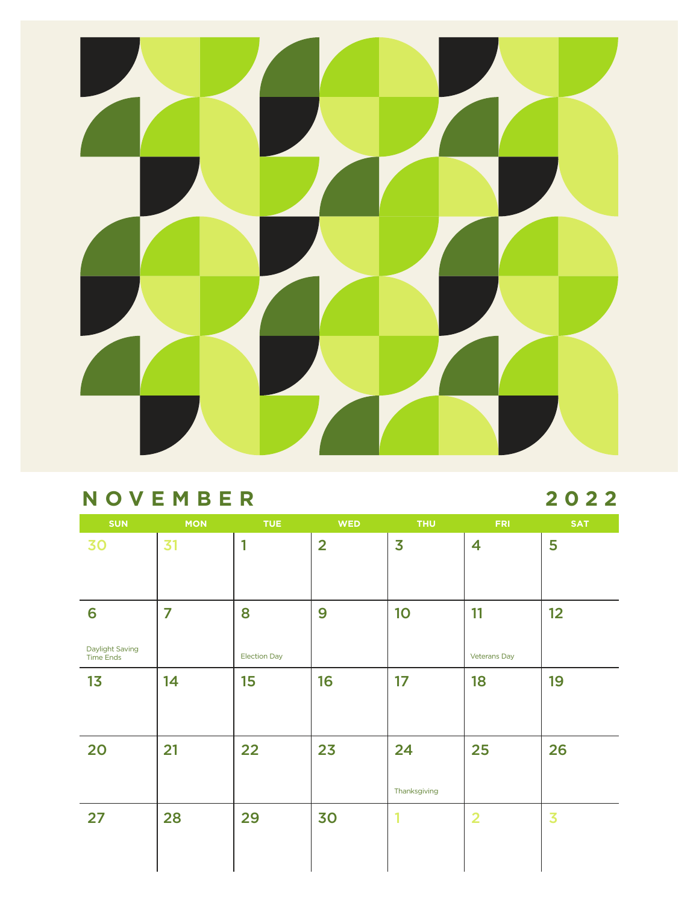## NOVEMBER 2022

| SUN | MON | TUE | WED | THU | FRI | SAT |
|---|---|---|---|---|---|---|
| 30 | 31 | 1 | 2 | 3 | 4 | 5 |
| 6 Daylight Saving Time Ends | 7 | 8 Election Day | 9 | 10 | 11 Veterans Day | 12 |
| 13 | 14 | 15 | 16 | 17 | 18 | 19 |
| 20 | 21 | 22 | 23 | 24 Thanksgiving | 25 | 26 |
| 27 | 28 | 29 | 30 | 1 | 2 | 3 |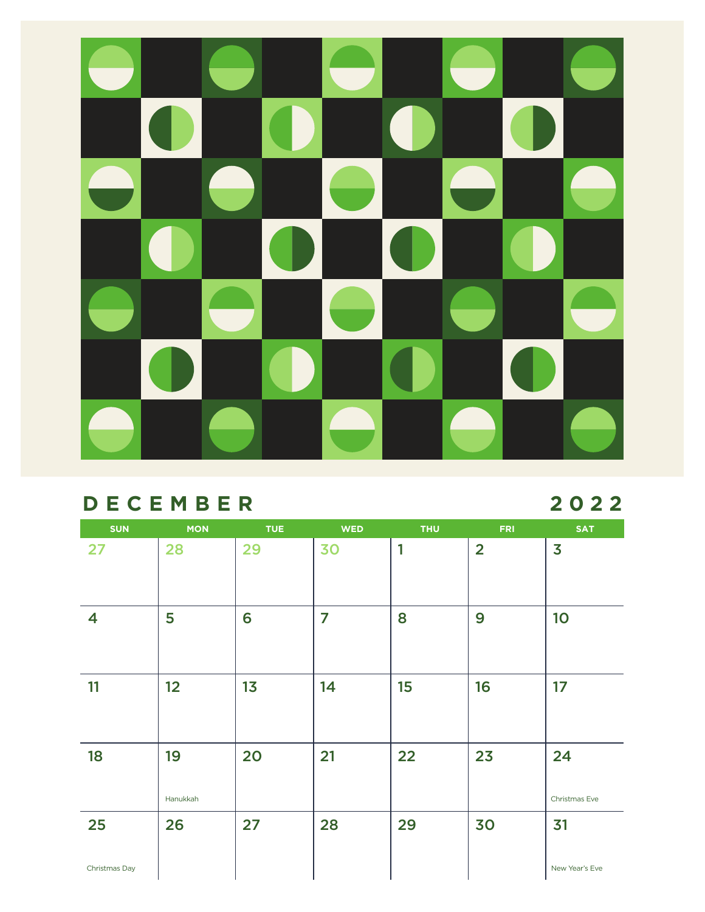# DECEMBER 2022

| SUN | MON | TUE | WED | THU | FRI | SAT |
|---|---|---|---|---|---|---|
| 27 | 28 | 29 | 30 | 1 | 2 | 3 |
| 4 | 5 | 6 | 7 | 8 | 9 | 10 |
| 11 | 12 | 13 | 14 | 15 | 16 | 17 |
| 18 | 19 Hanukkah | 20 | 21 | 22 | 23 | 24 Christmas Eve |
| 25 Christmas Day | 26 | 27 | 28 | 29 | 30 | 31 New Year's Eve |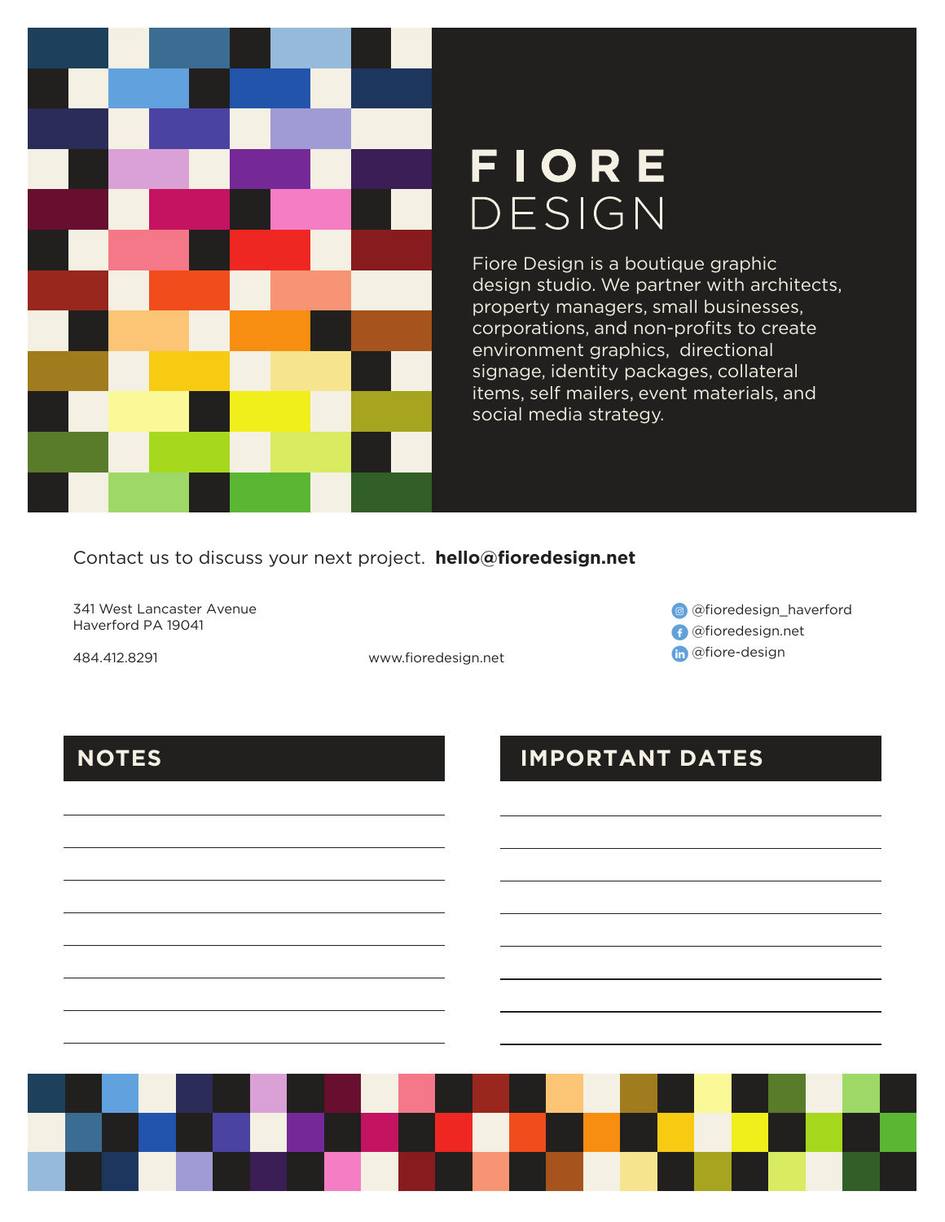# FIORE DESIGN

Fiore Design is a boutique graphic design studio. We partner with architects, property managers, small businesses, corporations, and non-profits to create environment graphics, directional signage, identity packages, collateral items, self mailers, event materials, and social media strategy.

Contact us to discuss your next project. **hello@fioredesign.net**

341 West Lancaster Avenue
Haverford PA 19041

484.412.8291

www.fioredesign.net

@fioredesign_haverford
@fioredesign.net
@fiore-design

## NOTES

## IMPORTANT DATES